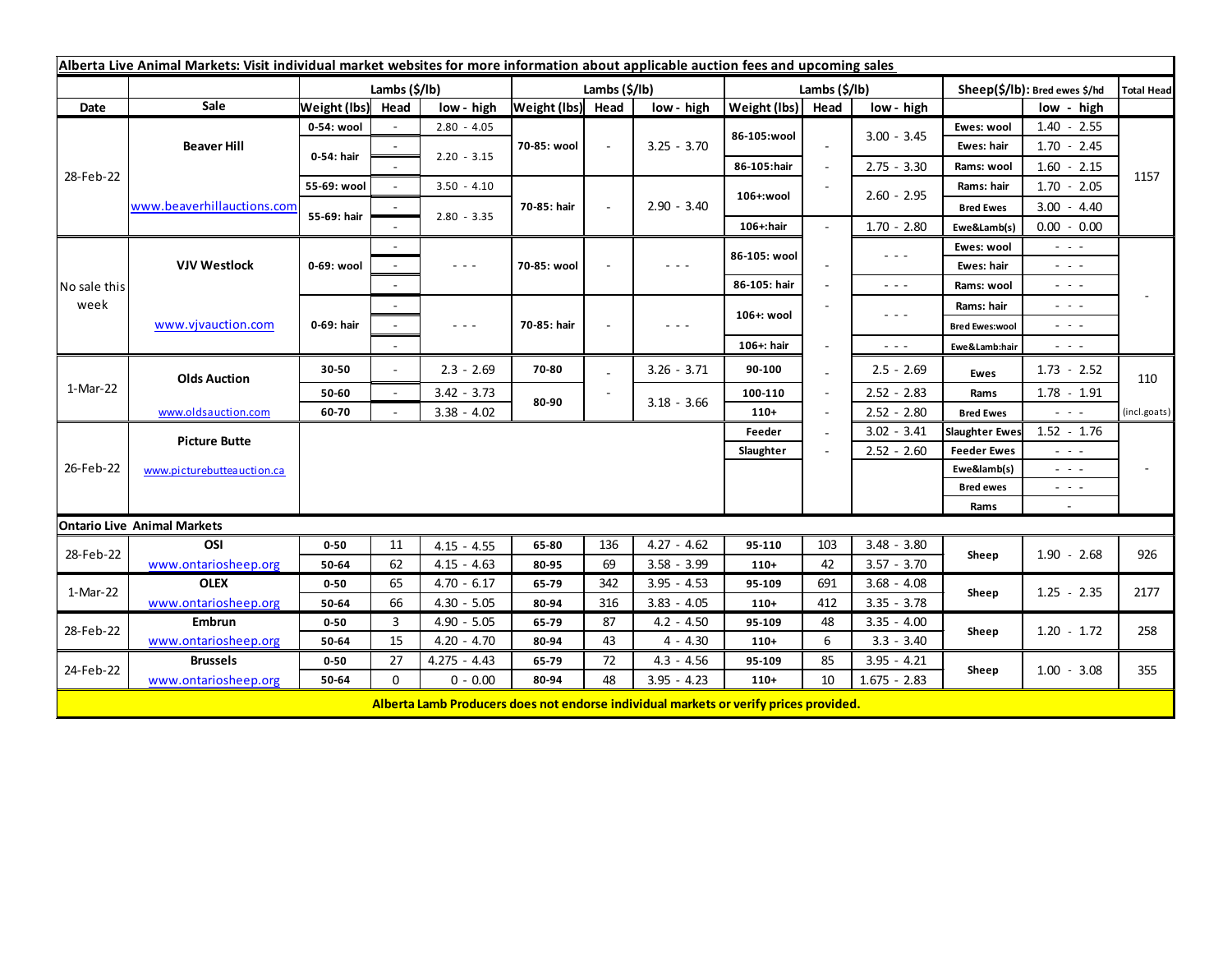**Alberta Live Animal Markets: Visit individual market websites for more information about applicable auction fees and upcoming sales**

| Date | Sale | Lambs ($/lb) | | | Lambs ($/lb) | | | Lambs ($/lb) | | | Sheep($/lb): Bred ewes $/hd | | Total Head |
|---|---|---|---|---|---|---|---|---|---|---|---|---|---|
| | | Weight (lbs) | Head | low - high | Weight (lbs) | Head | low - high | Weight (lbs) | Head | low - high | | low - high | |
| 28-Feb-22 | Beaver Hill www.beaverhillauctions.com | 0-54: wool | - | 2.80 - 4.05 | 70-85: wool | - | 3.25 - 3.70 | 86-105:wool | - | 3.00 - 3.45 | Ewes: wool | 1.40 - 2.55 | 1157 |
| | | 0-54: hair | - | 2.20 - 3.15 | | | | | | | Ewes: hair | 1.70 - 2.45 | |
| | | | - | | | | | 86-105:hair | - | 2.75 - 3.30 | Rams: wool | 1.60 - 2.15 | |
| | | 55-69: wool | - | 3.50 - 4.10 | 70-85: hair | - | 2.90 - 3.40 | 106+:wool | - | 2.60 - 2.95 | Rams: hair | 1.70 - 2.05 | |
| | | 55-69: hair | - | 2.80 - 3.35 | | | | | | | Bred Ewes | 3.00 - 4.40 | |
| | | | - | | | | | 106+:hair | - | 1.70 - 2.80 | Ewe&Lamb(s) | 0.00 - 0.00 | |
| No sale this week | VJV Westlock www.vjvauction.com | 0-69: wool | - | - - - | 70-85: wool | - | - - - | 86-105: wool | - | - - - | Ewes: wool | - - - | - |
| | | | - | | | | | | | | Ewes: hair | - - - | |
| | | | - | | | | | 86-105: hair | - | - - - | Rams: wool | - - - | |
| | | 0-69: hair | - | - - - | 70-85: hair | - | - - - | 106+: wool | - | - - - | Rams: hair | - - - | |
| | | | - | | | | | | | | Bred Ewes:wool | - - - | |
| | | | - | | | | | 106+: hair | - | - - - | Ewe&Lamb:hair | - - - | |
| 1-Mar-22 | Olds Auction www.oldsauction.com | 30-50 | - | 2.3 - 2.69 | 70-80 | - | 3.26 - 3.71 | 90-100 | - | 2.5 - 2.69 | Ewes | 1.73 - 2.52 | 110 |
| | | 50-60 | - | 3.42 - 3.73 | 80-90 | - | 3.18 - 3.66 | 100-110 | - | 2.52 - 2.83 | Rams | 1.78 - 1.91 | |
| | | 60-70 | - | 3.38 - 4.02 | | | | 110+ | - | 2.52 - 2.80 | Bred Ewes | - - - | (incl.goats) |
| 26-Feb-22 | Picture Butte www.picturebutteauction.ca | | | | | | | Feeder | - | 3.02 - 3.41 | Slaughter Ewes | 1.52 - 1.76 | - |
| | | | | | | | | Slaughter | - | 2.52 - 2.60 | Feeder Ewes | - - - | |
| | | | | | | | | | | | Ewe&lamb(s) | - - - | |
| | | | | | | | | | | | Bred ewes | - - - | |
| | | | | | | | | | | | Rams | - | |

**Ontario Live Animal Markets**

| Date | Sale | Weight (lbs) | Head | low - high | Weight (lbs) | Head | low - high | Weight (lbs) | Head | low - high | | low - high | Total Head |
|---|---|---|---|---|---|---|---|---|---|---|---|---|---|
| 28-Feb-22 | OSI www.ontariosheep.org | 0-50 | 11 | 4.15 - 4.55 | 65-80 | 136 | 4.27 - 4.62 | 95-110 | 103 | 3.48 - 3.80 | Sheep | 1.90 - 2.68 | 926 |
| | | 50-64 | 62 | 4.15 - 4.63 | 80-95 | 69 | 3.58 - 3.99 | 110+ | 42 | 3.57 - 3.70 | | | |
| 1-Mar-22 | OLEX www.ontariosheep.org | 0-50 | 65 | 4.70 - 6.17 | 65-79 | 342 | 3.95 - 4.53 | 95-109 | 691 | 3.68 - 4.08 | Sheep | 1.25 - 2.35 | 2177 |
| | | 50-64 | 66 | 4.30 - 5.05 | 80-94 | 316 | 3.83 - 4.05 | 110+ | 412 | 3.35 - 3.78 | | | |
| 28-Feb-22 | Embrun www.ontariosheep.org | 0-50 | 3 | 4.90 - 5.05 | 65-79 | 87 | 4.2 - 4.50 | 95-109 | 48 | 3.35 - 4.00 | Sheep | 1.20 - 1.72 | 258 |
| | | 50-64 | 15 | 4.20 - 4.70 | 80-94 | 43 | 4 - 4.30 | 110+ | 6 | 3.3 - 3.40 | | | |
| 24-Feb-22 | Brussels www.ontariosheep.org | 0-50 | 27 | 4.275 - 4.43 | 65-79 | 72 | 4.3 - 4.56 | 95-109 | 85 | 3.95 - 4.21 | Sheep | 1.00 - 3.08 | 355 |
| | | 50-64 | 0 | 0 - 0.00 | 80-94 | 48 | 3.95 - 4.23 | 110+ | 10 | 1.675 - 2.83 | | | |

**Alberta Lamb Producers does not endorse individual markets or verify prices provided.**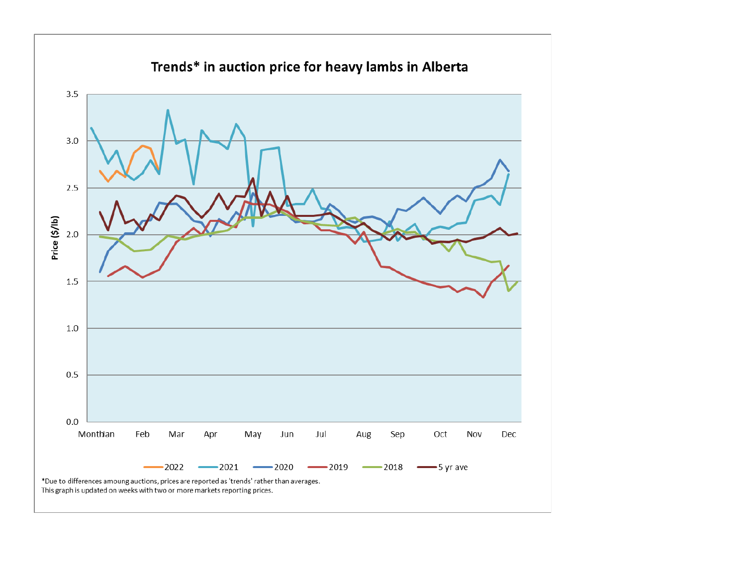## Trends* in auction price for heavy lambs in Alberta

Price ($/lb)

3.5
3.0
2.5
2.0
1.5
1.0
0.5
0.0

Month Jan Feb Mar Apr May Jun Jul Aug Sep Oct Nov Dec

2022 2021 2020 2019 2018 5 yr ave

*Due to differences amoung auctions, prices are reported as 'trends' rather than averages.
This graph is updated on weeks with two or more markets reporting prices.